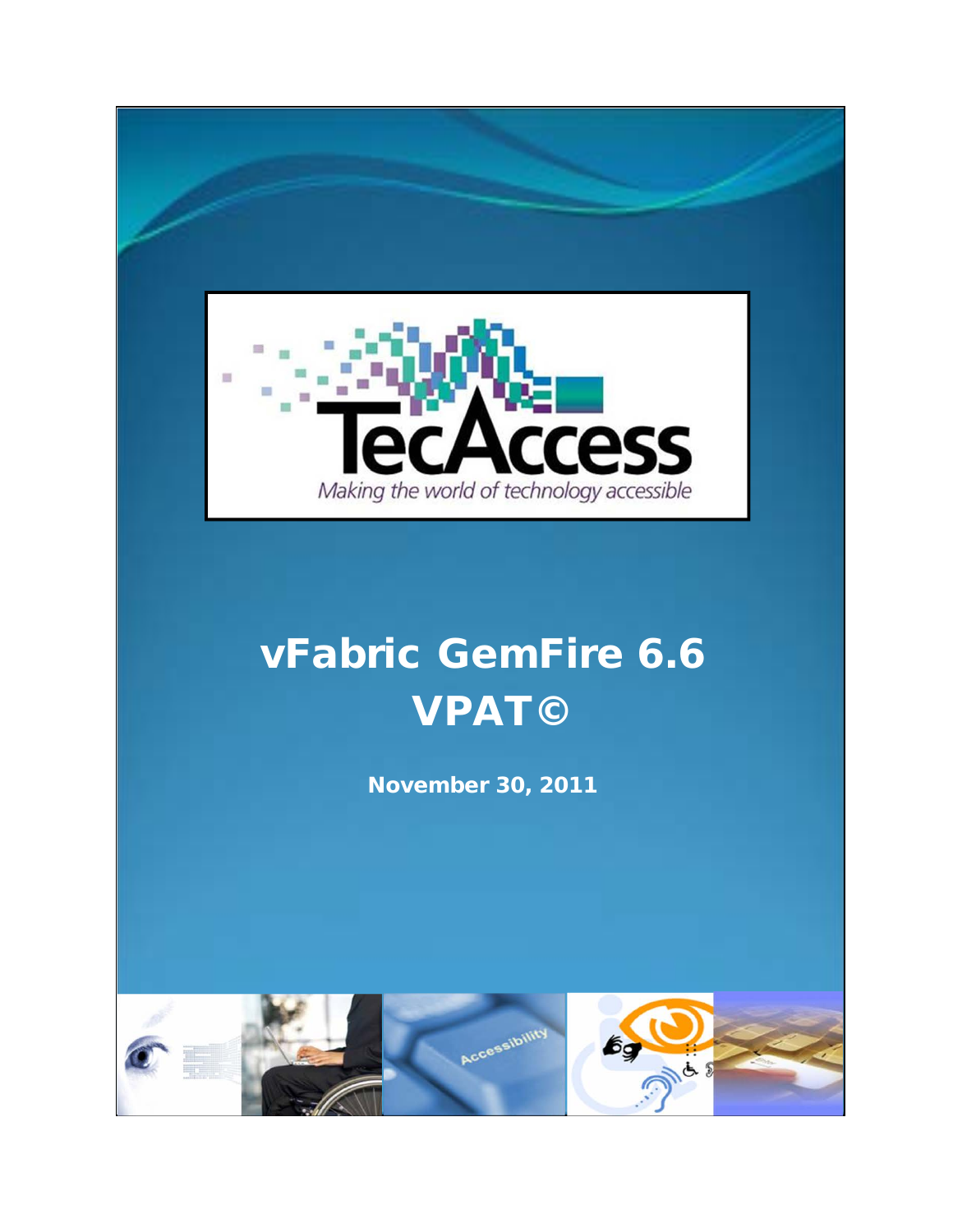TecAccess

*Making the world of technology accessible*

# vFabric GemFire 6.6 VPAT©

**November 30, 2011**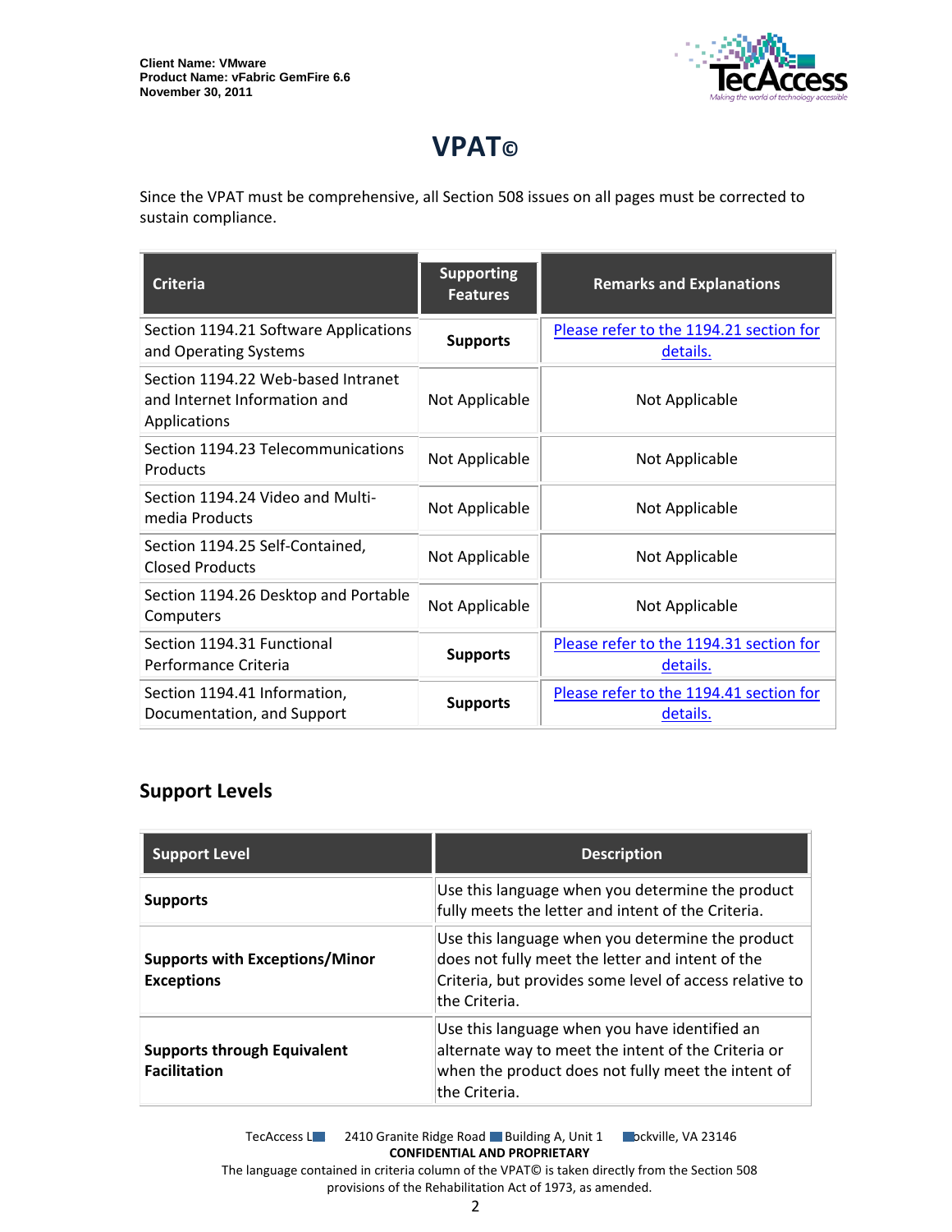# VPAT©

Since the VPAT must be comprehensive, all Section 508 issues on all pages must be corrected to sustain compliance.

| Criteria | Supporting Features | Remarks and Explanations |
|---|---|---|
| Section 1194.21 Software Applications and Operating Systems | **Supports** | Please refer to the 1194.21 section for details. |
| Section 1194.22 Web-based Intranet and Internet Information and Applications | Not Applicable | Not Applicable |
| Section 1194.23 Telecommunications Products | Not Applicable | Not Applicable |
| Section 1194.24 Video and Multi-media Products | Not Applicable | Not Applicable |
| Section 1194.25 Self-Contained, Closed Products | Not Applicable | Not Applicable |
| Section 1194.26 Desktop and Portable Computers | Not Applicable | Not Applicable |
| Section 1194.31 Functional Performance Criteria | **Supports** | Please refer to the 1194.31 section for details. |
| Section 1194.41 Information, Documentation, and Support | **Supports** | Please refer to the 1194.41 section for details. |

## Support Levels

| Support Level | Description |
|---|---|
| **Supports** | Use this language when you determine the product fully meets the letter and intent of the Criteria. |
| **Supports with Exceptions/Minor Exceptions** | Use this language when you determine the product does not fully meet the letter and intent of the Criteria, but provides some level of access relative to the Criteria. |
| **Supports through Equivalent Facilitation** | Use this language when you have identified an alternate way to meet the intent of the Criteria or when the product does not fully meet the intent of the Criteria. |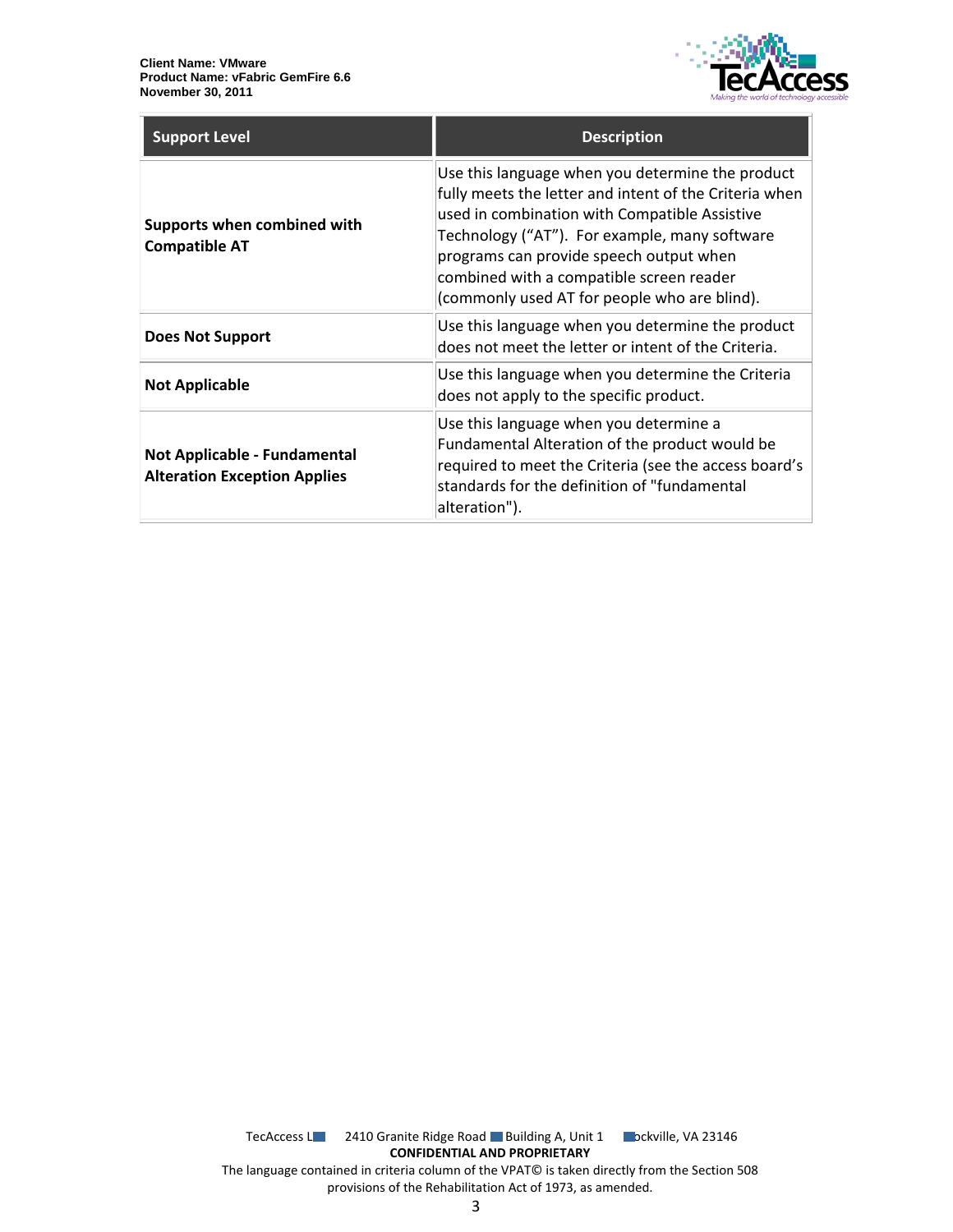| Support Level | Description |
|---|---|
| **Supports when combined with Compatible AT** | Use this language when you determine the product fully meets the letter and intent of the Criteria when used in combination with Compatible Assistive Technology ("AT"). For example, many software programs can provide speech output when combined with a compatible screen reader (commonly used AT for people who are blind). |
| **Does Not Support** | Use this language when you determine the product does not meet the letter or intent of the Criteria. |
| **Not Applicable** | Use this language when you determine the Criteria does not apply to the specific product. |
| **Not Applicable - Fundamental Alteration Exception Applies** | Use this language when you determine a Fundamental Alteration of the product would be required to meet the Criteria (see the access board's standards for the definition of "fundamental alteration"). |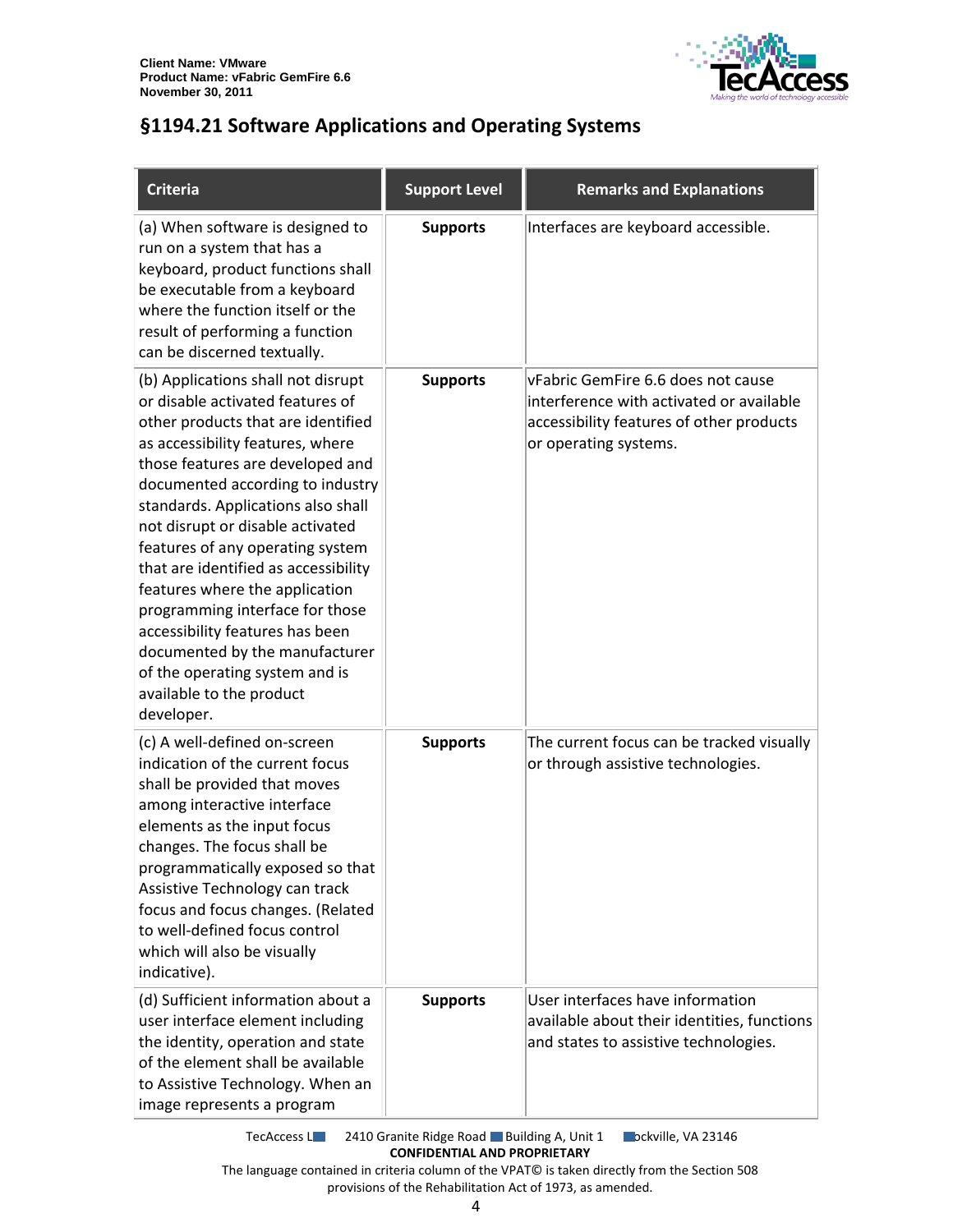## §1194.21 Software Applications and Operating Systems

| Criteria | Support Level | Remarks and Explanations |
| --- | --- | --- |
| (a) When software is designed to run on a system that has a keyboard, product functions shall be executable from a keyboard where the function itself or the result of performing a function can be discerned textually. | **Supports** | Interfaces are keyboard accessible. |
| (b) Applications shall not disrupt or disable activated features of other products that are identified as accessibility features, where those features are developed and documented according to industry standards. Applications also shall not disrupt or disable activated features of any operating system that are identified as accessibility features where the application programming interface for those accessibility features has been documented by the manufacturer of the operating system and is available to the product developer. | **Supports** | vFabric GemFire 6.6 does not cause interference with activated or available accessibility features of other products or operating systems. |
| (c) A well-defined on-screen indication of the current focus shall be provided that moves among interactive interface elements as the input focus changes. The focus shall be programmatically exposed so that Assistive Technology can track focus and focus changes. (Related to well-defined focus control which will also be visually indicative). | **Supports** | The current focus can be tracked visually or through assistive technologies. |
| (d) Sufficient information about a user interface element including the identity, operation and state of the element shall be available to Assistive Technology. When an image represents a program | **Supports** | User interfaces have information available about their identities, functions and states to assistive technologies. |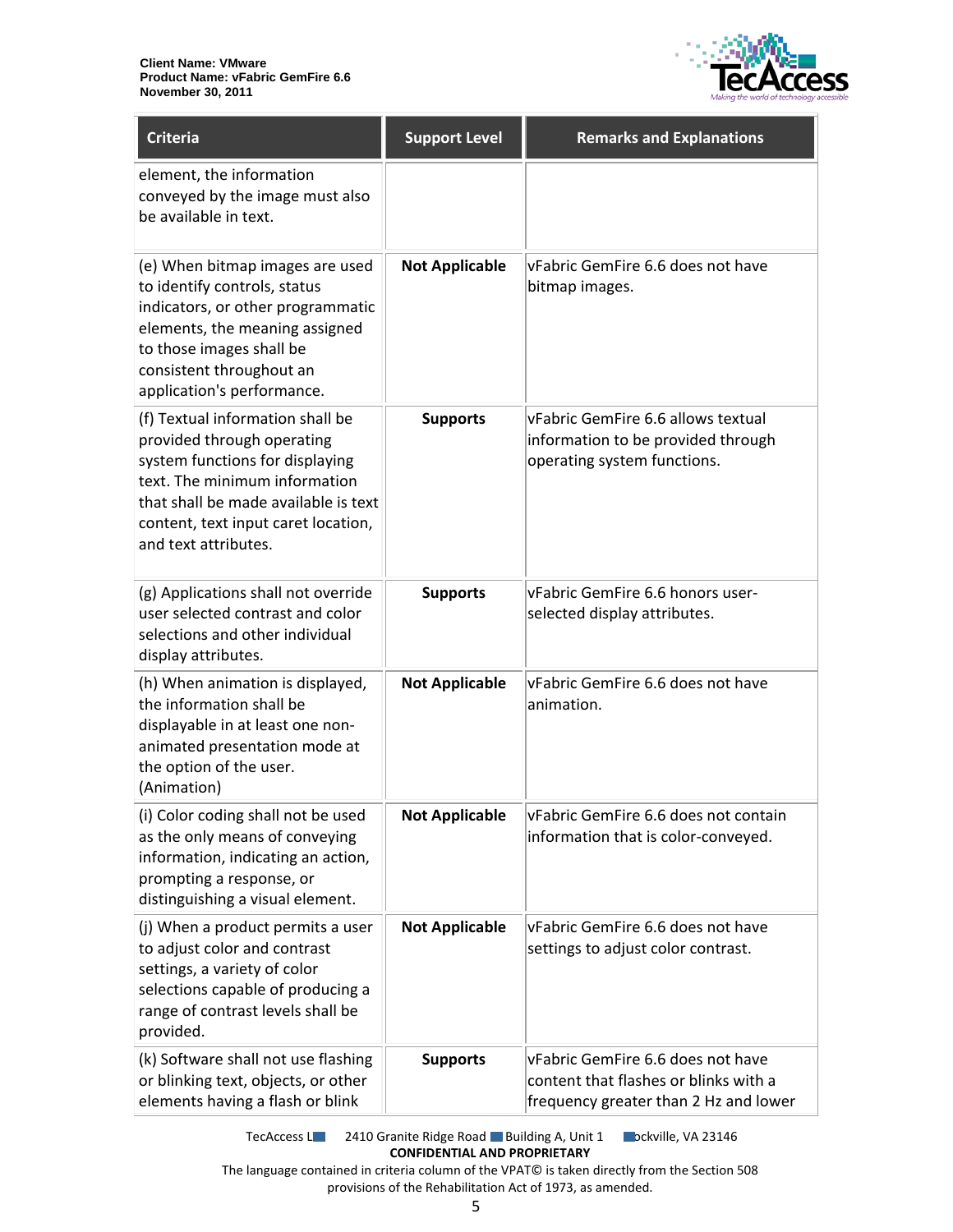| Criteria | Support Level | Remarks and Explanations |
|---|---|---|
| element, the information conveyed by the image must also be available in text. | | |
| (e) When bitmap images are used to identify controls, status indicators, or other programmatic elements, the meaning assigned to those images shall be consistent throughout an application's performance. | **Not Applicable** | vFabric GemFire 6.6 does not have bitmap images. |
| (f) Textual information shall be provided through operating system functions for displaying text. The minimum information that shall be made available is text content, text input caret location, and text attributes. | **Supports** | vFabric GemFire 6.6 allows textual information to be provided through operating system functions. |
| (g) Applications shall not override user selected contrast and color selections and other individual display attributes. | **Supports** | vFabric GemFire 6.6 honors user-selected display attributes. |
| (h) When animation is displayed, the information shall be displayable in at least one non-animated presentation mode at the option of the user. (Animation) | **Not Applicable** | vFabric GemFire 6.6 does not have animation. |
| (i) Color coding shall not be used as the only means of conveying information, indicating an action, prompting a response, or distinguishing a visual element. | **Not Applicable** | vFabric GemFire 6.6 does not contain information that is color-conveyed. |
| (j) When a product permits a user to adjust color and contrast settings, a variety of color selections capable of producing a range of contrast levels shall be provided. | **Not Applicable** | vFabric GemFire 6.6 does not have settings to adjust color contrast. |
| (k) Software shall not use flashing or blinking text, objects, or other elements having a flash or blink | **Supports** | vFabric GemFire 6.6 does not have content that flashes or blinks with a frequency greater than 2 Hz and lower |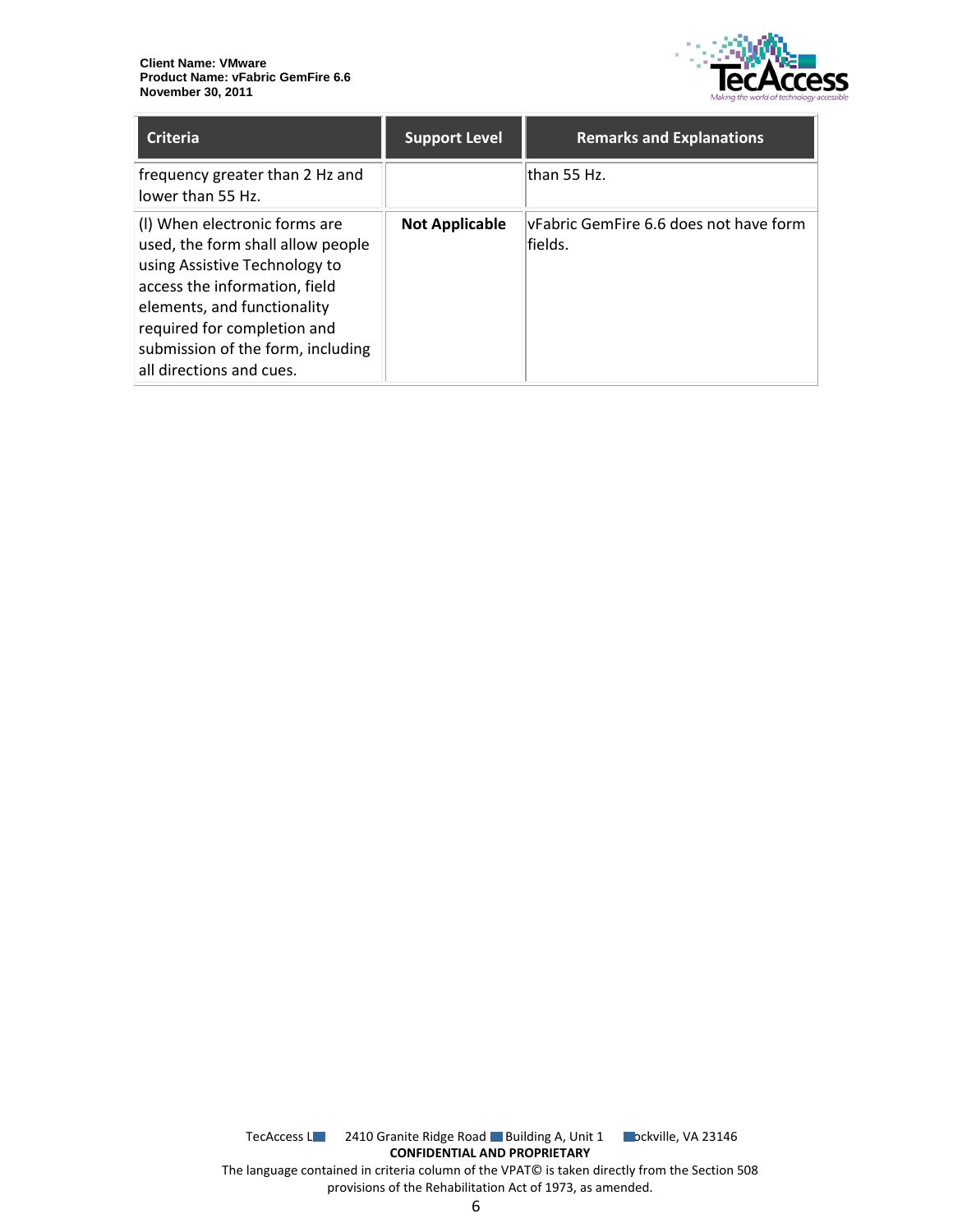| Criteria | Support Level | Remarks and Explanations |
| --- | --- | --- |
| frequency greater than 2 Hz and lower than 55 Hz. | | than 55 Hz. |
| (l) When electronic forms are used, the form shall allow people using Assistive Technology to access the information, field elements, and functionality required for completion and submission of the form, including all directions and cues. | **Not Applicable** | vFabric GemFire 6.6 does not have form fields. |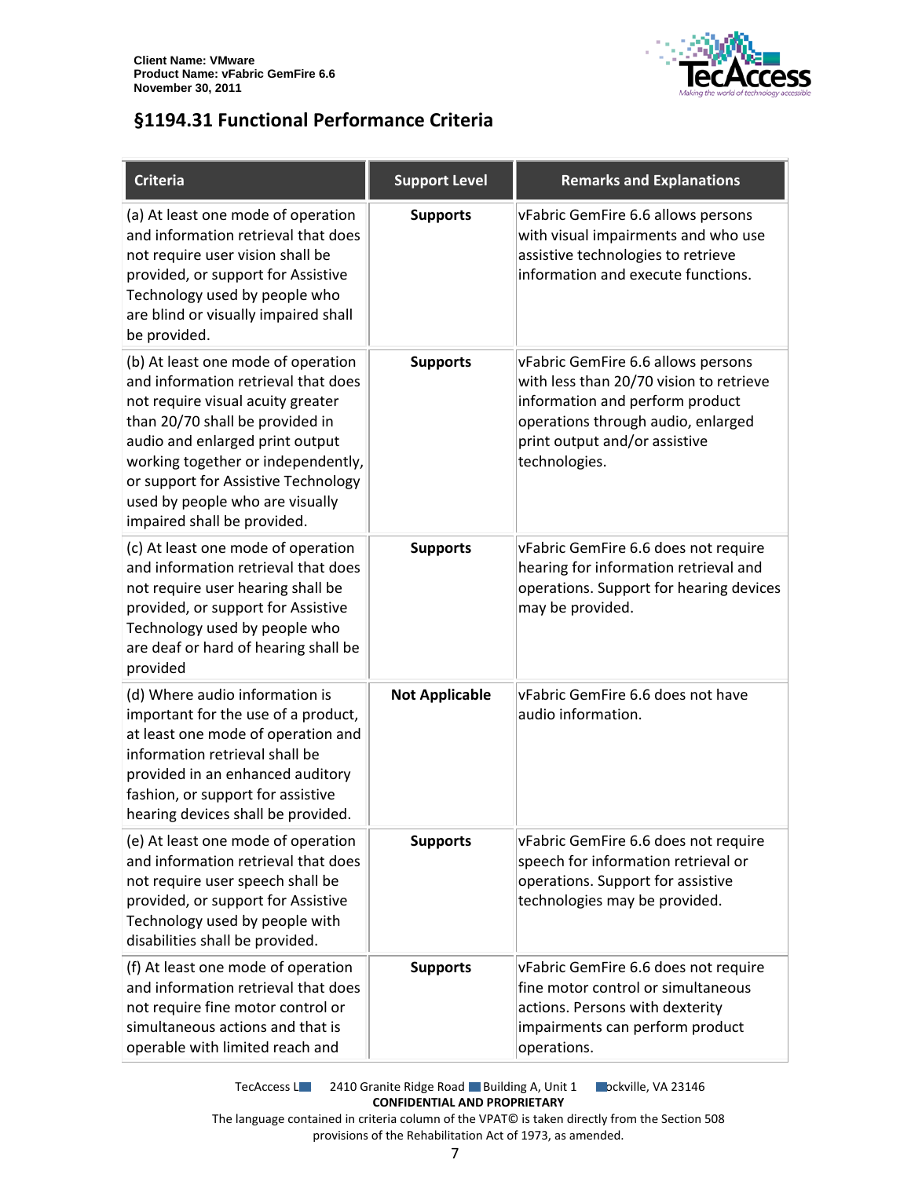## §1194.31 Functional Performance Criteria

| Criteria | Support Level | Remarks and Explanations |
|---|---|---|
| (a) At least one mode of operation and information retrieval that does not require user vision shall be provided, or support for Assistive Technology used by people who are blind or visually impaired shall be provided. | **Supports** | vFabric GemFire 6.6 allows persons with visual impairments and who use assistive technologies to retrieve information and execute functions. |
| (b) At least one mode of operation and information retrieval that does not require visual acuity greater than 20/70 shall be provided in audio and enlarged print output working together or independently, or support for Assistive Technology used by people who are visually impaired shall be provided. | **Supports** | vFabric GemFire 6.6 allows persons with less than 20/70 vision to retrieve information and perform product operations through audio, enlarged print output and/or assistive technologies. |
| (c) At least one mode of operation and information retrieval that does not require user hearing shall be provided, or support for Assistive Technology used by people who are deaf or hard of hearing shall be provided | **Supports** | vFabric GemFire 6.6 does not require hearing for information retrieval and operations. Support for hearing devices may be provided. |
| (d) Where audio information is important for the use of a product, at least one mode of operation and information retrieval shall be provided in an enhanced auditory fashion, or support for assistive hearing devices shall be provided. | **Not Applicable** | vFabric GemFire 6.6 does not have audio information. |
| (e) At least one mode of operation and information retrieval that does not require user speech shall be provided, or support for Assistive Technology used by people with disabilities shall be provided. | **Supports** | vFabric GemFire 6.6 does not require speech for information retrieval or operations. Support for assistive technologies may be provided. |
| (f) At least one mode of operation and information retrieval that does not require fine motor control or simultaneous actions and that is operable with limited reach and | **Supports** | vFabric GemFire 6.6 does not require fine motor control or simultaneous actions. Persons with dexterity impairments can perform product operations. |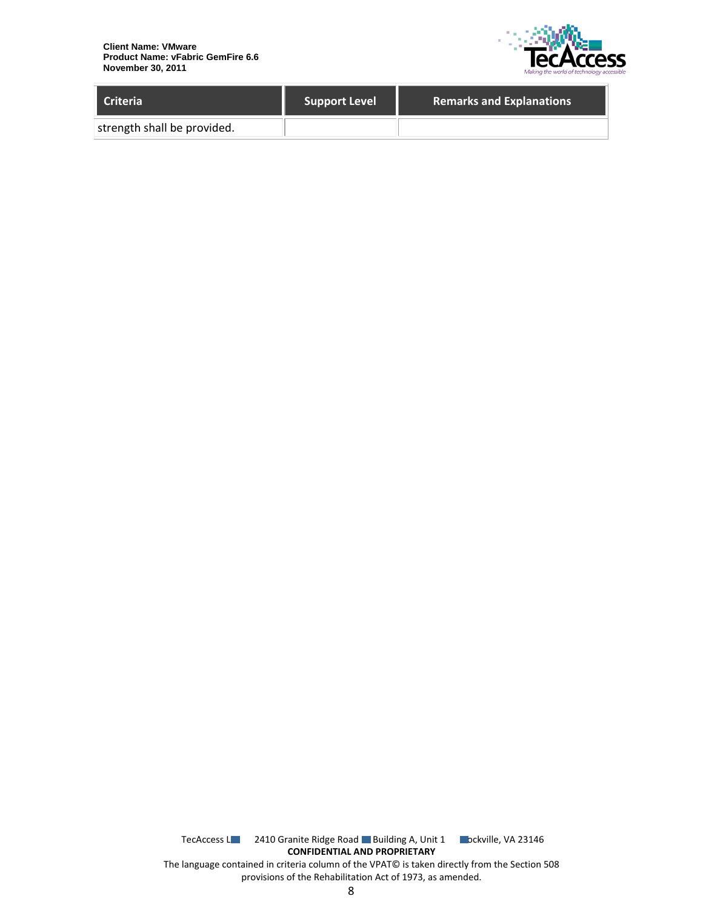| Criteria | Support Level | Remarks and Explanations |
| --- | --- | --- |
| strength shall be provided. | | |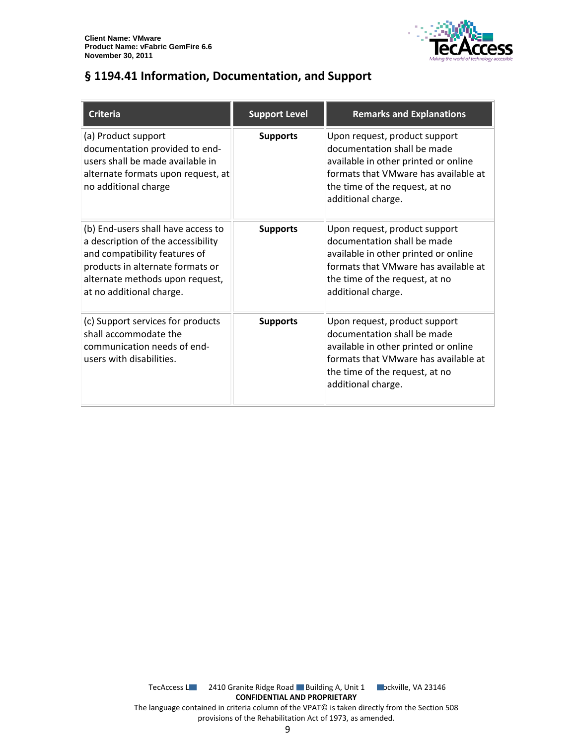## § 1194.41 Information, Documentation, and Support

| Criteria | Support Level | Remarks and Explanations |
|---|---|---|
| (a) Product support documentation provided to end-users shall be made available in alternate formats upon request, at no additional charge | **Supports** | Upon request, product support documentation shall be made available in other printed or online formats that VMware has available at the time of the request, at no additional charge. |
| (b) End-users shall have access to a description of the accessibility and compatibility features of products in alternate formats or alternate methods upon request, at no additional charge. | **Supports** | Upon request, product support documentation shall be made available in other printed or online formats that VMware has available at the time of the request, at no additional charge. |
| (c) Support services for products shall accommodate the communication needs of end-users with disabilities. | **Supports** | Upon request, product support documentation shall be made available in other printed or online formats that VMware has available at the time of the request, at no additional charge. |